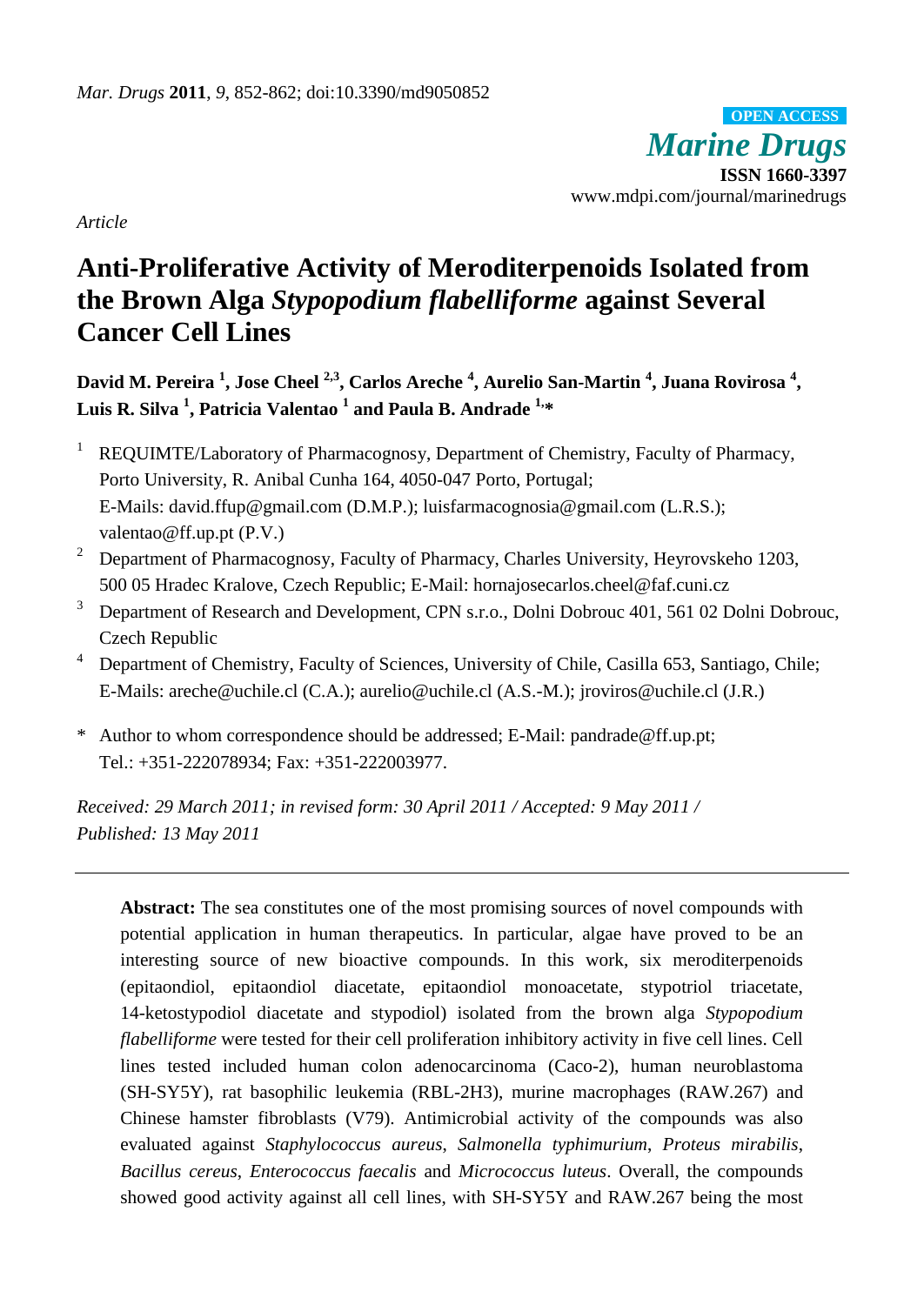*Mar. Drugs* **2011**, *9*, 852-862; doi:10.3390/md9050852

**OPEN ACCESS**

***Marine Drugs***

**ISSN 1660-3397**

www.mdpi.com/journal/marinedrugs

*Article*

# Anti-Proliferative Activity of Merediterpenoids Isolated from the Brown Alga *Stypopodium flabelliforme* against Several Cancer Cell Lines

**David M. Pereira [1], Jose Cheel [2,3], Carlos Areche [4], Aurelio San-Martin [4], Juana Rovirosa [4], Luis R. Silva [1], Patricia Valentao [1] and Paula B. Andrade [1,*]**

1. REQUIMTE/Laboratory of Pharmacognosy, Department of Chemistry, Faculty of Pharmacy, Porto University, R. Anibal Cunha 164, 4050-047 Porto, Portugal; E-Mails: david.ffup@gmail.com (D.M.P.); luisfarmacognosia@gmail.com (L.R.S.); valentao@ff.up.pt (P.V.)
2. Department of Pharmacognosy, Faculty of Pharmacy, Charles University, Heyrovskeho 1203, 500 05 Hradec Kralove, Czech Republic; E-Mail: hornajosecarlos.cheel@faf.cuni.cz
3. Department of Research and Development, CPN s.r.o., Dolni Dobrouc 401, 561 02 Dolni Dobrouc, Czech Republic
4. Department of Chemistry, Faculty of Sciences, University of Chile, Casilla 653, Santiago, Chile; E-Mails: areche@uchile.cl (C.A.); aurelio@uchile.cl (A.S.-M.); jroviros@uchile.cl (J.R.)

\* Author to whom correspondence should be addressed; E-Mail: pandrade@ff.up.pt; Tel.: +351-222078934; Fax: +351-222003977.

*Received: 29 March 2011; in revised form: 30 April 2011 / Accepted: 9 May 2011 / Published: 13 May 2011*

---

**Abstract:** The sea constitutes one of the most promising sources of novel compounds with potential application in human therapeutics. In particular, algae have proved to be an interesting source of new bioactive compounds. In this work, six meroditerpenoids (epitaondiol, epitaondiol diacetate, epitaondiol monoacetate, stypotriol triacetate, 14-ketostypodiol diacetate and stypodiol) isolated from the brown alga *Stypopodium flabelliforme* were tested for their cell proliferation inhibitory activity in five cell lines. Cell lines tested included human colon adenocarcinoma (Caco-2), human neuroblastoma (SH-SY5Y), rat basophilic leukemia (RBL-2H3), murine macrophages (RAW.267) and Chinese hamster fibroblasts (V79). Antimicrobial activity of the compounds was also evaluated against *Staphylococcus aureus*, *Salmonella typhimurium*, *Proteus mirabilis*, *Bacillus cereus*, *Enterococcus faecalis* and *Micrococcus luteus*. Overall, the compounds showed good activity against all cell lines, with SH-SY5Y and RAW.267 being the most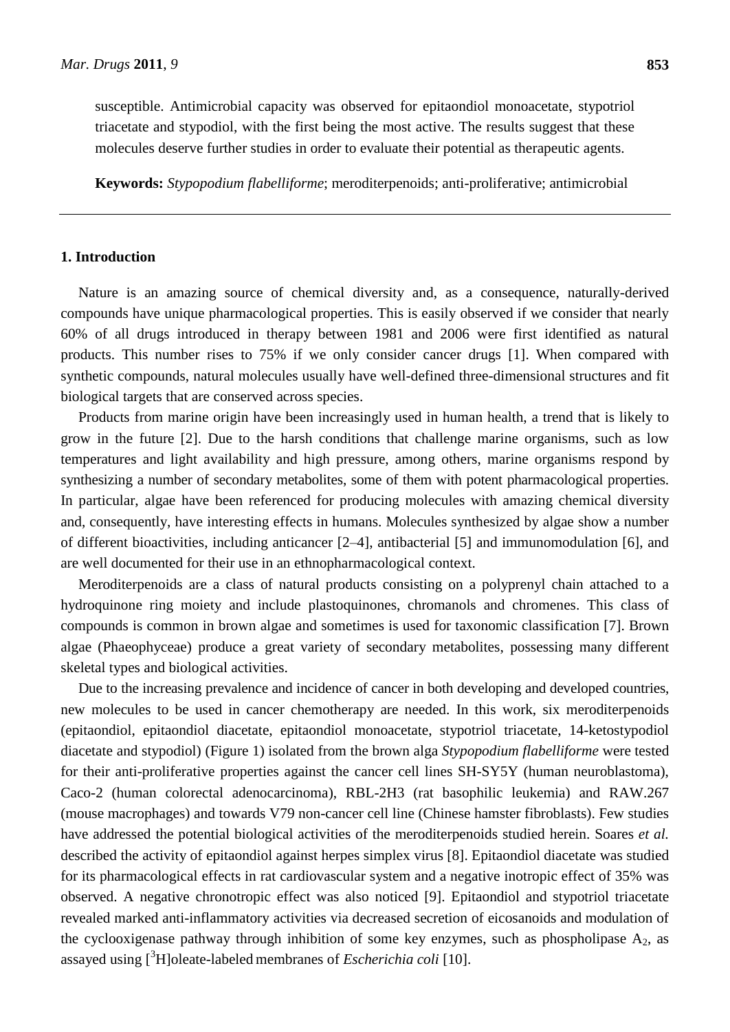susceptible. Antimicrobial capacity was observed for epitaondiol monoacetate, stypotriol triacetate and stypodiol, with the first being the most active. The results suggest that these molecules deserve further studies in order to evaluate their potential as therapeutic agents.

**Keywords:** *Stypopodium flabelliforme*; meroditerpenoids; anti-proliferative; antimicrobial

## 1. Introduction

Nature is an amazing source of chemical diversity and, as a consequence, naturally-derived compounds have unique pharmacological properties. This is easily observed if we consider that nearly 60% of all drugs introduced in therapy between 1981 and 2006 were first identified as natural products. This number rises to 75% if we only consider cancer drugs [1]. When compared with synthetic compounds, natural molecules usually have well-defined three-dimensional structures and fit biological targets that are conserved across species.

Products from marine origin have been increasingly used in human health, a trend that is likely to grow in the future [2]. Due to the harsh conditions that challenge marine organisms, such as low temperatures and light availability and high pressure, among others, marine organisms respond by synthesizing a number of secondary metabolites, some of them with potent pharmacological properties. In particular, algae have been referenced for producing molecules with amazing chemical diversity and, consequently, have interesting effects in humans. Molecules synthesized by algae show a number of different bioactivities, including anticancer [2–4], antibacterial [5] and immunomodulation [6], and are well documented for their use in an ethnopharmacological context.

Meroditerpenoids are a class of natural products consisting on a polyprenyl chain attached to a hydroquinone ring moiety and include plastoquinones, chromanols and chromenes. This class of compounds is common in brown algae and sometimes is used for taxonomic classification [7]. Brown algae (Phaeophyceae) produce a great variety of secondary metabolites, possessing many different skeletal types and biological activities.

Due to the increasing prevalence and incidence of cancer in both developing and developed countries, new molecules to be used in cancer chemotherapy are needed. In this work, six meroditerpenoids (epitaondiol, epitaondiol diacetate, epitaondiol monoacetate, stypotriol triacetate, 14-ketostypodiol diacetate and stypodiol) (Figure 1) isolated from the brown alga *Stypopodium flabelliforme* were tested for their anti-proliferative properties against the cancer cell lines SH-SY5Y (human neuroblastoma), Caco-2 (human colorectal adenocarcinoma), RBL-2H3 (rat basophilic leukemia) and RAW.267 (mouse macrophages) and towards V79 non-cancer cell line (Chinese hamster fibroblasts). Few studies have addressed the potential biological activities of the meroditerpenoids studied herein. Soares *et al.* described the activity of epitaondiol against herpes simplex virus [8]. Epitaondiol diacetate was studied for its pharmacological effects in rat cardiovascular system and a negative inotropic effect of 35% was observed. A negative chronotropic effect was also noticed [9]. Epitaondiol and stypotriol triacetate revealed marked anti-inflammatory activities via decreased secretion of eicosanoids and modulation of the cyclooxigenase pathway through inhibition of some key enzymes, such as phospholipase $A_2$, as assayed using [$^3$H]oleate-labeled membranes of *Escherichia coli* [10].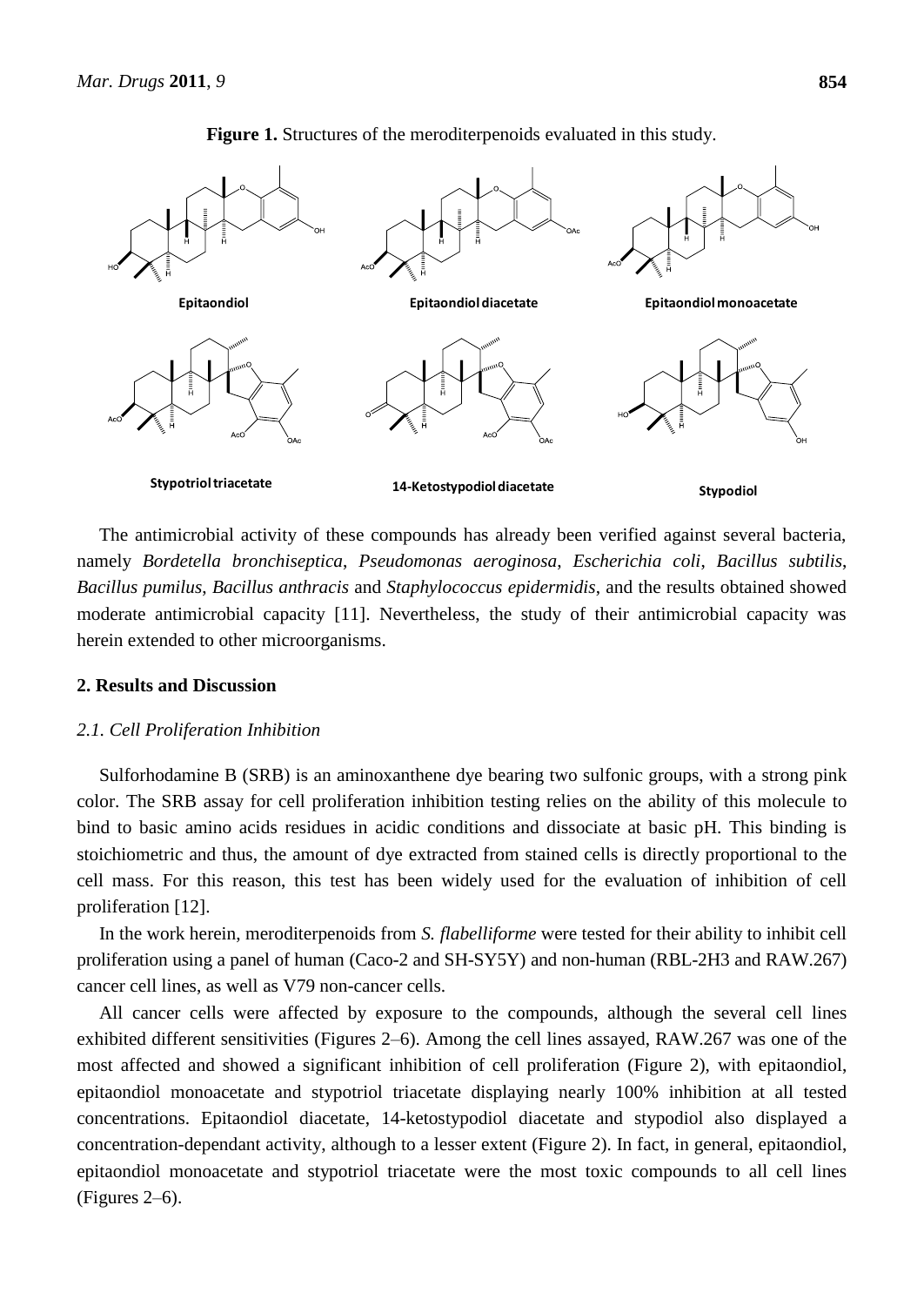**Figure 1.** Structures of the merediterpenoids evaluated in this study.

Epitaondiol Epitaondiol diacetate Epitaondiol monoacetate

Stypotriol triacetate 14-Ketostypodiol diacetate Stypodiol

The antimicrobial activity of these compounds has already been verified against several bacteria, namely *Bordetella bronchiseptica*, *Pseudomonas aeroginosa*, *Escherichia coli*, *Bacillus subtilis*, *Bacillus pumilus*, *Bacillus anthracis* and *Staphylococcus epidermidis*, and the results obtained showed moderate antimicrobial capacity [11]. Nevertheless, the study of their antimicrobial capacity was herein extended to other microorganisms.

## 2. Results and Discussion

### 2.1. Cell Proliferation Inhibition

Sulforhodamine B (SRB) is an aminoxanthene dye bearing two sulfonic groups, with a strong pink color. The SRB assay for cell proliferation inhibition testing relies on the ability of this molecule to bind to basic amino acids residues in acidic conditions and dissociate at basic pH. This binding is stoichiometric and thus, the amount of dye extracted from stained cells is directly proportional to the cell mass. For this reason, this test has been widely used for the evaluation of inhibition of cell proliferation [12].

In the work herein, meroditerpenoids from *S. flabelliforme* were tested for their ability to inhibit cell proliferation using a panel of human (Caco-2 and SH-SY5Y) and non-human (RBL-2H3 and RAW.267) cancer cell lines, as well as V79 non-cancer cells.

All cancer cells were affected by exposure to the compounds, although the several cell lines exhibited different sensitivities (Figures 2–6). Among the cell lines assayed, RAW.267 was one of the most affected and showed a significant inhibition of cell proliferation (Figure 2), with epitaondiol, epitaondiol monoacetate and stypotriol triacetate displaying nearly 100% inhibition at all tested concentrations. Epitaondiol diacetate, 14-ketostypodiol diacetate and stypodiol also displayed a concentration-dependant activity, although to a lesser extent (Figure 2). In fact, in general, epitaondiol, epitaondiol monoacetate and stypotriol triacetate were the most toxic compounds to all cell lines (Figures 2–6).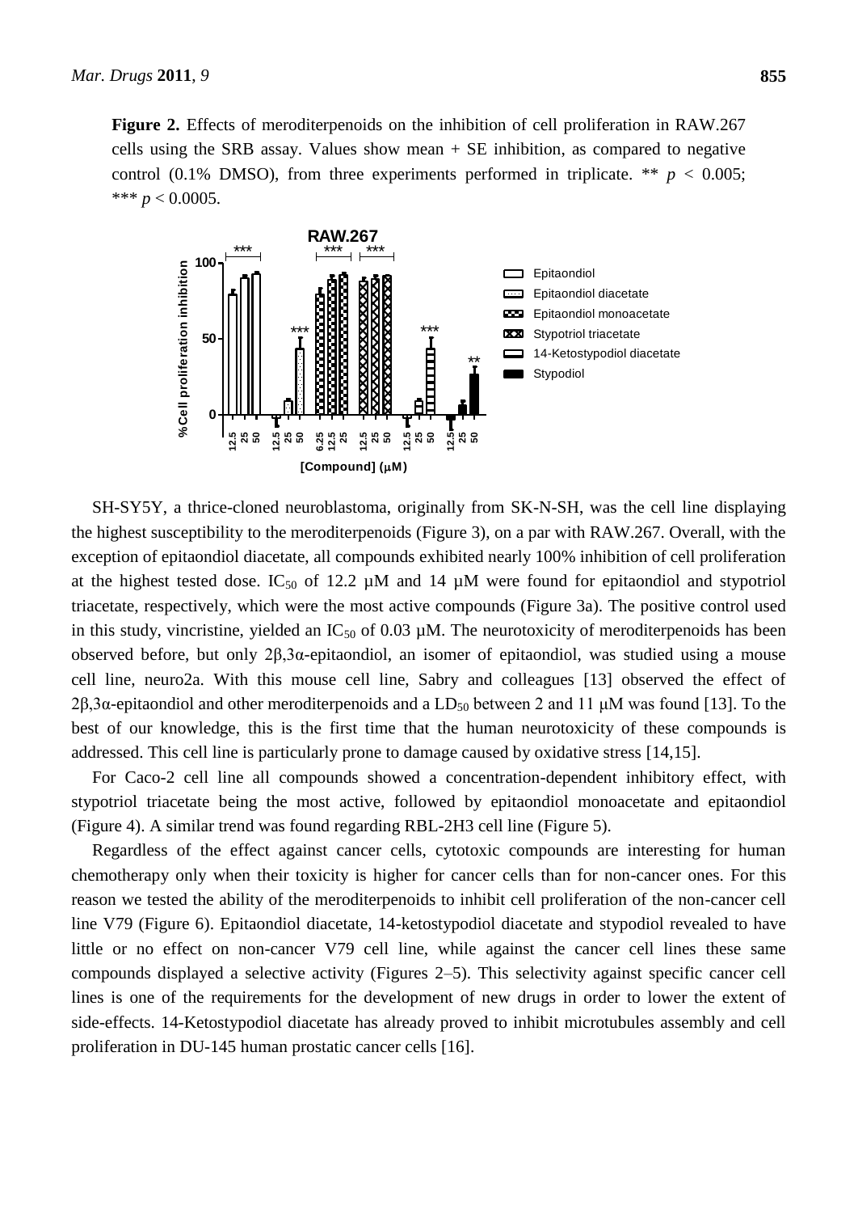**Figure 2.** Effects of merodi­terpenoids on the inhibition of cell proliferation in RAW.267 cells using the SRB assay. Values show mean + SE inhibition, as compared to negative control (0.1% DMSO), from three experiments performed in triplicate. ** $p < 0.005$; *** $p < 0.0005$.

SH-SY5Y, a thrice-cloned neuroblastoma, originally from SK-N-SH, was the cell line displaying the highest susceptibility to the meroditerpenoids (Figure 3), on a par with RAW.267. Overall, with the exception of epitaondiol diacetate, all compounds exhibited nearly 100% inhibition of cell proliferation at the highest tested dose. $IC_{50}$ of 12.2 µM and 14 µM were found for epitaondiol and stypotriol triacetate, respectively, which were the most active compounds (Figure 3a). The positive control used in this study, vincristine, yielded an $IC_{50}$ of 0.03 µM. The neurotoxicity of meroditerpenoids has been observed before, but only 2β,3α-epitaondiol, an isomer of epitaondiol, was studied using a mouse cell line, neuro2a. With this mouse cell line, Sabry and colleagues [13] observed the effect of 2β,3α-epitaondiol and other meroditerpenoids and a $LD_{50}$ between 2 and 11 μM was found [13]. To the best of our knowledge, this is the first time that the human neurotoxicity of these compounds is addressed. This cell line is particularly prone to damage caused by oxidative stress [14,15].

For Caco-2 cell line all compounds showed a concentration-dependent inhibitory effect, with stypotriol triacetate being the most active, followed by epitaondiol monoacetate and epitaondiol (Figure 4). A similar trend was found regarding RBL-2H3 cell line (Figure 5).

Regardless of the effect against cancer cells, cytotoxic compounds are interesting for human chemotherapy only when their toxicity is higher for cancer cells than for non-cancer ones. For this reason we tested the ability of the meroditerpenoids to inhibit cell proliferation of the non-cancer cell line V79 (Figure 6). Epitaondiol diacetate, 14-ketostypodiol diacetate and stypodiol revealed to have little or no effect on non-cancer V79 cell line, while against the cancer cell lines these same compounds displayed a selective activity (Figures 2–5). This selectivity against specific cancer cell lines is one of the requirements for the development of new drugs in order to lower the extent of side-effects. 14-Ketostypodiol diacetate has already proved to inhibit microtubules assembly and cell proliferation in DU-145 human prostatic cancer cells [16].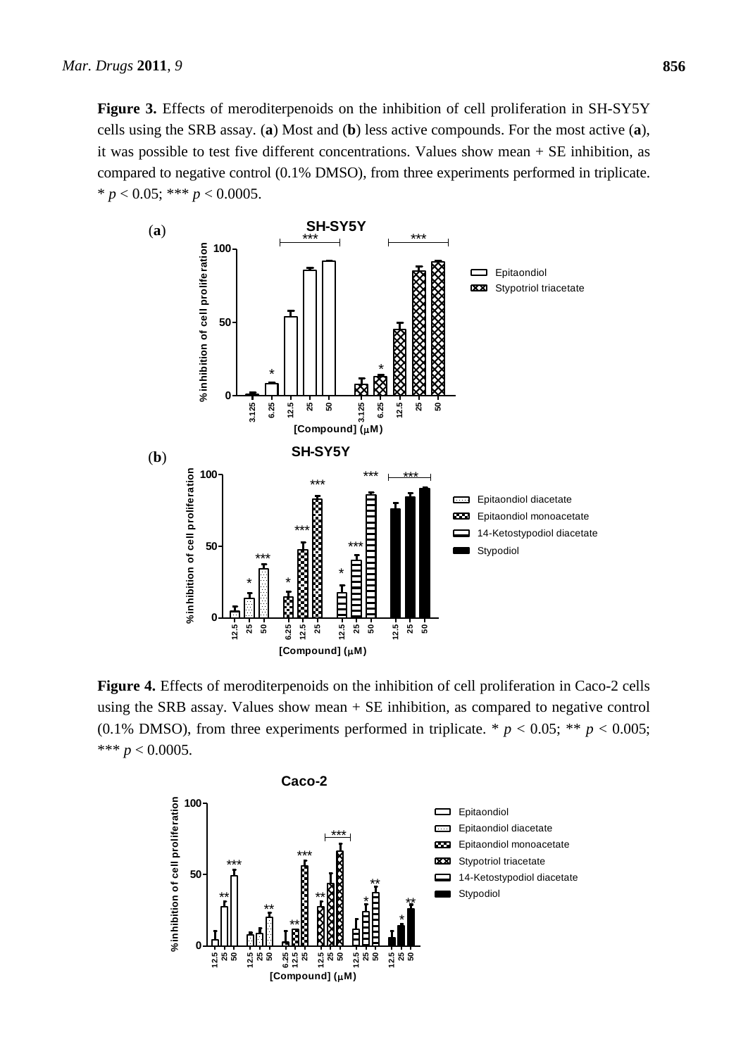**Figure 3.** Effects of meroditerpenoids on the inhibition of cell proliferation in SH-SY5Y cells using the SRB assay. (**a**) Most and (**b**) less active compounds. For the most active (**a**), it was possible to test five different concentrations. Values show mean + SE inhibition, as compared to negative control (0.1% DMSO), from three experiments performed in triplicate. * $p < 0.05$; *** $p < 0.0005$.

**Figure 4.** Effects of meroditerpenoids on the inhibition of cell proliferation in Caco-2 cells using the SRB assay. Values show mean + SE inhibition, as compared to negative control (0.1% DMSO), from three experiments performed in triplicate. * $p < 0.05$; ** $p < 0.005$; *** $p < 0.0005$.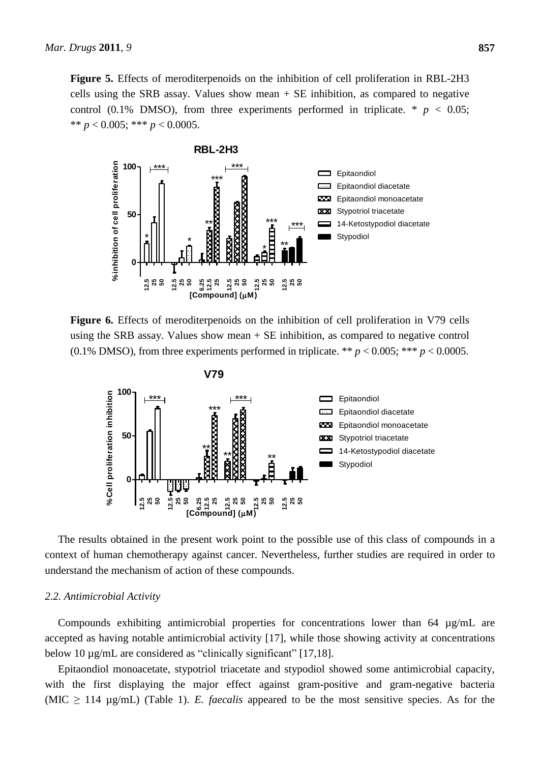**Figure 5.** Effects of meroditerpenoids on the inhibition of cell proliferation in RBL-2H3 cells using the SRB assay. Values show mean + SE inhibition, as compared to negative control (0.1% DMSO), from three experiments performed in triplicate. * $p < 0.05$; ** $p < 0.005$; *** $p < 0.0005$.

**Figure 6.** Effects of meroditerpenoids on the inhibition of cell proliferation in V79 cells using the SRB assay. Values show mean + SE inhibition, as compared to negative control (0.1% DMSO), from three experiments performed in triplicate. ** $p < 0.005$; *** $p < 0.0005$.

The results obtained in the present work point to the possible use of this class of compounds in a context of human chemotherapy against cancer. Nevertheless, further studies are required in order to understand the mechanism of action of these compounds.

### *2.2. Antimicrobial Activity*

Compounds exhibiting antimicrobial properties for concentrations lower than 64 µg/mL are accepted as having notable antimicrobial activity [17], while those showing activity at concentrations below 10 µg/mL are considered as "clinically significant" [17,18].

Epitaondiol monoacetate, stypotriol triacetate and stypodiol showed some antimicrobial capacity, with the first displaying the major effect against gram-positive and gram-negative bacteria (MIC ≥ 114 µg/mL) (Table 1). *E. faecalis* appeared to be the most sensitive species. As for the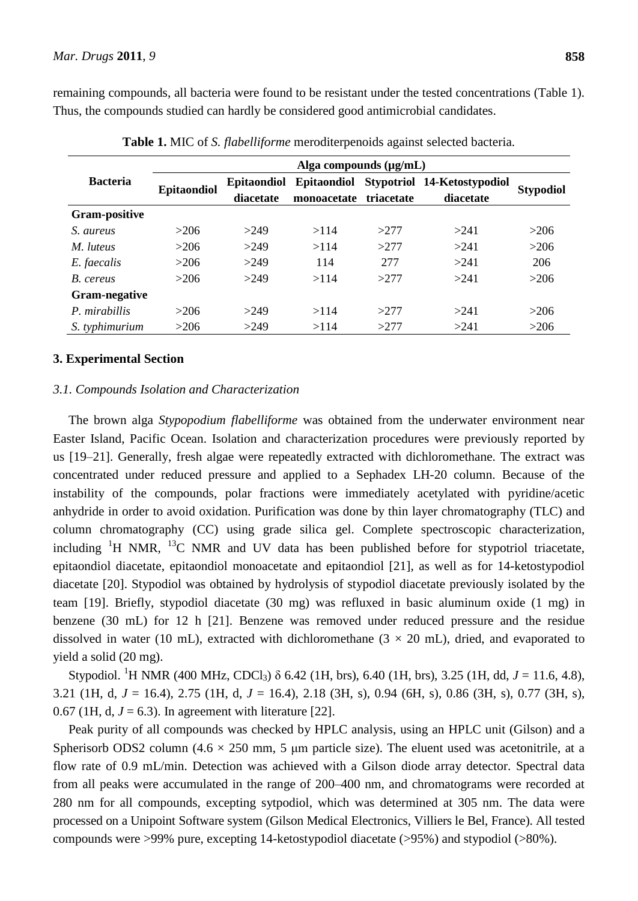remaining compounds, all bacteria were found to be resistant under the tested concentrations (Table 1). Thus, the compounds studied can hardly be considered good antimicrobial candidates.

**Table 1.** MIC of *S. flabelliforme* meroditerpenoids against selected bacteria.

| Bacteria | Alga compounds (μg/mL) | | | | | |
|---|---|---|---|---|---|---|
| | Epitaondiol | Epitaondiol diacetate | Epitaondiol monoacetate | Stypotriol triacetate | 14-Ketostypodiol diacetate | Stypodiol |
| **Gram-positive** | | | | | | |
| *S. aureus* | >206 | >249 | >114 | >277 | >241 | >206 |
| *M. luteus* | >206 | >249 | >114 | >277 | >241 | >206 |
| *E. faecalis* | >206 | >249 | 114 | 277 | >241 | 206 |
| *B. cereus* | >206 | >249 | >114 | >277 | >241 | >206 |
| **Gram-negative** | | | | | | |
| *P. mirabillis* | >206 | >249 | >114 | >277 | >241 | >206 |
| *S. typhimurium* | >206 | >249 | >114 | >277 | >241 | >206 |

## 3. Experimental Section

### *3.1. Compounds Isolation and Characterization*

The brown alga *Stypopodium flabelliforme* was obtained from the underwater environment near Easter Island, Pacific Ocean. Isolation and characterization procedures were previously reported by us [19–21]. Generally, fresh algae were repeatedly extracted with dichloromethane. The extract was concentrated under reduced pressure and applied to a Sephadex LH-20 column. Because of the instability of the compounds, polar fractions were immediately acetylated with pyridine/acetic anhydride in order to avoid oxidation. Purification was done by thin layer chromatography (TLC) and column chromatography (CC) using grade silica gel. Complete spectroscopic characterization, including $^{1}$H NMR, $^{13}$C NMR and UV data has been published before for stypotriol triacetate, epitaondiol diacetate, epitaondiol monoacetate and epitaondiol [21], as well as for 14-ketostypodiol diacetate [20]. Stypodiol was obtained by hydrolysis of stypodiol diacetate previously isolated by the team [19]. Briefly, stypodiol diacetate (30 mg) was refluxed in basic aluminum oxide (1 mg) in benzene (30 mL) for 12 h [21]. Benzene was removed under reduced pressure and the residue dissolved in water (10 mL), extracted with dichloromethane ($3 \times 20$ mL), dried, and evaporated to yield a solid (20 mg).

Stypodiol. $^{1}$H NMR (400 MHz, $CDCl_3$) δ 6.42 (1H, brs), 6.40 (1H, brs), 3.25 (1H, dd, *J* = 11.6, 4.8), 3.21 (1H, d, *J* = 16.4), 2.75 (1H, d, *J* = 16.4), 2.18 (3H, s), 0.94 (6H, s), 0.86 (3H, s), 0.77 (3H, s), 0.67 (1H, d, *J* = 6.3). In agreement with literature [22].

Peak purity of all compounds was checked by HPLC analysis, using an HPLC unit (Gilson) and a Spherisorb ODS2 column ($4.6 \times 250$ mm, 5 μm particle size). The eluent used was acetonitrile, at a flow rate of 0.9 mL/min. Detection was achieved with a Gilson diode array detector. Spectral data from all peaks were accumulated in the range of 200–400 nm, and chromatograms were recorded at 280 nm for all compounds, excepting sytpodiol, which was determined at 305 nm. The data were processed on a Unipoint Software system (Gilson Medical Electronics, Villiers le Bel, France). All tested compounds were >99% pure, excepting 14-ketostypodiol diacetate (>95%) and stypodiol (>80%).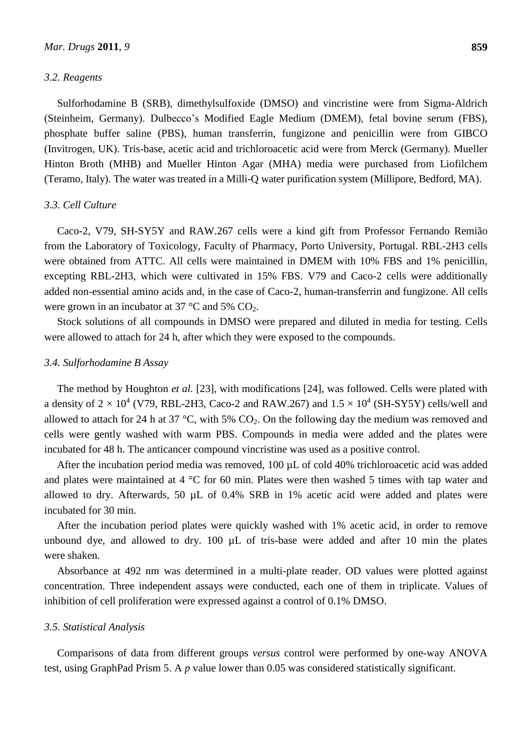### 3.2. Reagents

Sulforhodamine B (SRB), dimethylsulfoxide (DMSO) and vincristine were from Sigma-Aldrich (Steinheim, Germany). Dulbecco's Modified Eagle Medium (DMEM), fetal bovine serum (FBS), phosphate buffer saline (PBS), human transferrin, fungizone and penicillin were from GIBCO (Invitrogen, UK). Tris-base, acetic acid and trichloroacetic acid were from Merck (Germany). Mueller Hinton Broth (MHB) and Mueller Hinton Agar (MHA) media were purchased from Liofilchem (Teramo, Italy). The water was treated in a Milli-Q water purification system (Millipore, Bedford, MA).

### 3.3. Cell Culture

Caco-2, V79, SH-SY5Y and RAW.267 cells were a kind gift from Professor Fernando Remião from the Laboratory of Toxicology, Faculty of Pharmacy, Porto University, Portugal. RBL-2H3 cells were obtained from ATTC. All cells were maintained in DMEM with 10% FBS and 1% penicillin, excepting RBL-2H3, which were cultivated in 15% FBS. V79 and Caco-2 cells were additionally added non-essential amino acids and, in the case of Caco-2, human-transferrin and fungizone. All cells were grown in an incubator at 37 °C and 5% $CO_2$.

Stock solutions of all compounds in DMSO were prepared and diluted in media for testing. Cells were allowed to attach for 24 h, after which they were exposed to the compounds.

### 3.4. Sulforhodamine B Assay

The method by Houghton *et al.* [23], with modifications [24], was followed. Cells were plated with a density of $2 \times 10^4$ (V79, RBL-2H3, Caco-2 and RAW.267) and $1.5 \times 10^4$ (SH-SY5Y) cells/well and allowed to attach for 24 h at 37 °C, with 5% $CO_2$. On the following day the medium was removed and cells were gently washed with warm PBS. Compounds in media were added and the plates were incubated for 48 h. The anticancer compound vincristine was used as a positive control.

After the incubation period media was removed, 100 µL of cold 40% trichloroacetic acid was added and plates were maintained at 4 °C for 60 min. Plates were then washed 5 times with tap water and allowed to dry. Afterwards, 50 µL of 0.4% SRB in 1% acetic acid were added and plates were incubated for 30 min.

After the incubation period plates were quickly washed with 1% acetic acid, in order to remove unbound dye, and allowed to dry. 100 µL of tris-base were added and after 10 min the plates were shaken.

Absorbance at 492 nm was determined in a multi-plate reader. OD values were plotted against concentration. Three independent assays were conducted, each one of them in triplicate. Values of inhibition of cell proliferation were expressed against a control of 0.1% DMSO.

### 3.5. Statistical Analysis

Comparisons of data from different groups *versus* control were performed by one-way ANOVA test, using GraphPad Prism 5. A $p$ value lower than 0.05 was considered statistically significant.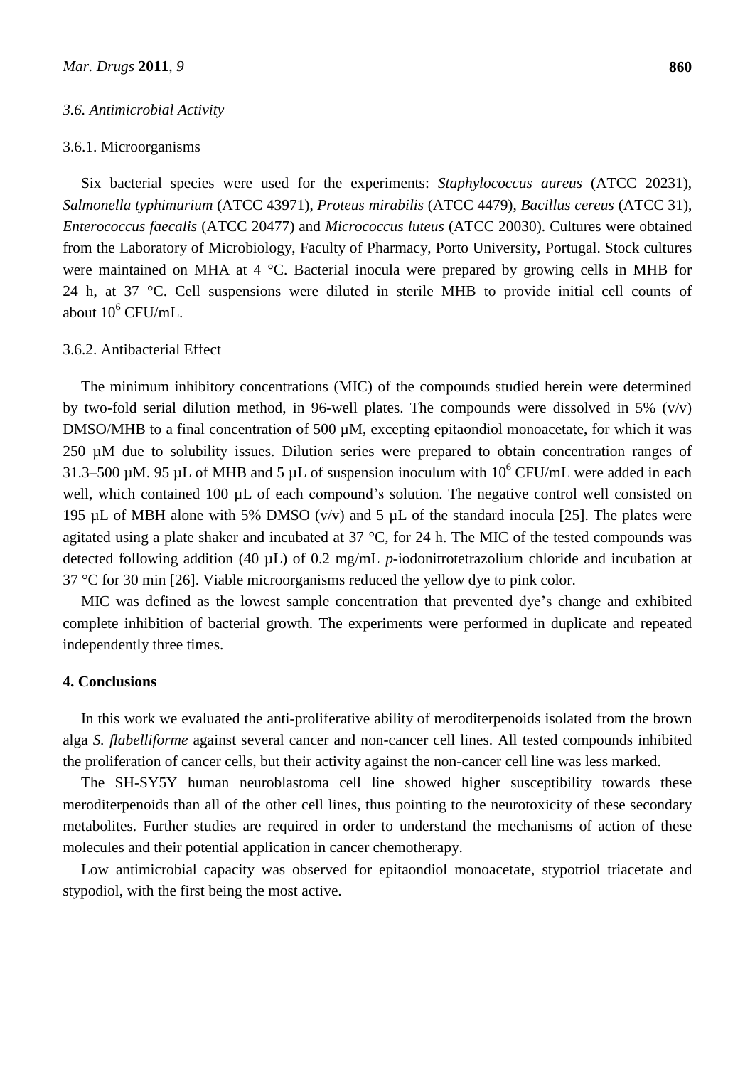### *3.6. Antimicrobial Activity*

#### 3.6.1. Microorganisms

Six bacterial species were used for the experiments: *Staphylococcus aureus* (ATCC 20231), *Salmonella typhimurium* (ATCC 43971), *Proteus mirabilis* (ATCC 4479), *Bacillus cereus* (ATCC 31), *Enterococcus faecalis* (ATCC 20477) and *Micrococcus luteus* (ATCC 20030). Cultures were obtained from the Laboratory of Microbiology, Faculty of Pharmacy, Porto University, Portugal. Stock cultures were maintained on MHA at 4 °C. Bacterial inocula were prepared by growing cells in MHB for 24 h, at 37 °C. Cell suspensions were diluted in sterile MHB to provide initial cell counts of about $10^6$ CFU/mL.

#### 3.6.2. Antibacterial Effect

The minimum inhibitory concentrations (MIC) of the compounds studied herein were determined by two-fold serial dilution method, in 96-well plates. The compounds were dissolved in 5% (v/v) DMSO/MHB to a final concentration of 500 µM, excepting epitaondiol monoacetate, for which it was 250 µM due to solubility issues. Dilution series were prepared to obtain concentration ranges of 31.3–500 µM. 95 µL of MHB and 5 µL of suspension inoculum with $10^6$ CFU/mL were added in each well, which contained 100 µL of each compound's solution. The negative control well consisted on 195 µL of MBH alone with 5% DMSO (v/v) and 5 µL of the standard inocula [25]. The plates were agitated using a plate shaker and incubated at 37 °C, for 24 h. The MIC of the tested compounds was detected following addition (40 µL) of 0.2 mg/mL *p*-iodonitrotetrazolium chloride and incubation at 37 °C for 30 min [26]. Viable microorganisms reduced the yellow dye to pink color.

MIC was defined as the lowest sample concentration that prevented dye's change and exhibited complete inhibition of bacterial growth. The experiments were performed in duplicate and repeated independently three times.

## 4. Conclusions

In this work we evaluated the anti-proliferative ability of meroditerpenoids isolated from the brown alga *S. flabelliforme* against several cancer and non-cancer cell lines. All tested compounds inhibited the proliferation of cancer cells, but their activity against the non-cancer cell line was less marked.

The SH-SY5Y human neuroblastoma cell line showed higher susceptibility towards these meroditerpenoids than all of the other cell lines, thus pointing to the neurotoxicity of these secondary metabolites. Further studies are required in order to understand the mechanisms of action of these molecules and their potential application in cancer chemotherapy.

Low antimicrobial capacity was observed for epitaondiol monoacetate, stypotriol triacetate and stypodiol, with the first being the most active.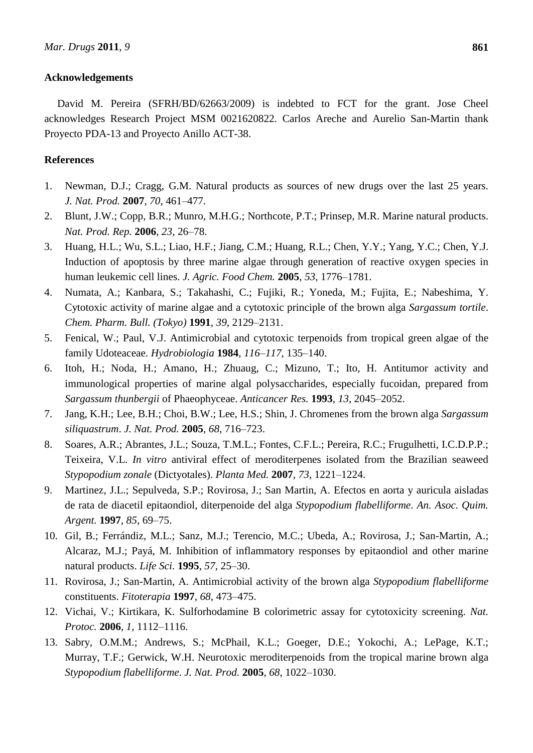## Acknowledgements

David M. Pereira (SFRH/BD/62663/2009) is indebted to FCT for the grant. Jose Cheel acknowledges Research Project MSM 0021620822. Carlos Areche and Aurelio San-Martin thank Proyecto PDA-13 and Proyecto Anillo ACT-38.

## References

1. Newman, D.J.; Cragg, G.M. Natural products as sources of new drugs over the last 25 years. *J. Nat. Prod.* **2007**, *70*, 461–477.
2. Blunt, J.W.; Copp, B.R.; Munro, M.H.G.; Northcote, P.T.; Prinsep, M.R. Marine natural products. *Nat. Prod. Rep.* **2006**, *23*, 26–78.
3. Huang, H.L.; Wu, S.L.; Liao, H.F.; Jiang, C.M.; Huang, R.L.; Chen, Y.Y.; Yang, Y.C.; Chen, Y.J. Induction of apoptosis by three marine algae through generation of reactive oxygen species in human leukemic cell lines. *J. Agric. Food Chem.* **2005**, *53*, 1776–1781.
4. Numata, A.; Kanbara, S.; Takahashi, C.; Fujiki, R.; Yoneda, M.; Fujita, E.; Nabeshima, Y. Cytotoxic activity of marine algae and a cytotoxic principle of the brown alga *Sargassum tortile*. *Chem. Pharm. Bull. (Tokyo)* **1991**, *39*, 2129–2131.
5. Fenical, W.; Paul, V.J. Antimicrobial and cytotoxic terpenoids from tropical green algae of the family Udoteaceae. *Hydrobiologia* **1984**, *116–117*, 135–140.
6. Itoh, H.; Noda, H.; Amano, H.; Zhuaug, C.; Mizuno, T.; Ito, H. Antitumor activity and immunological properties of marine algal polysaccharides, especially fucoidan, prepared from *Sargassum thunbergii* of Phaeophyceae. *Anticancer Res.* **1993**, *13*, 2045–2052.
7. Jang, K.H.; Lee, B.H.; Choi, B.W.; Lee, H.S.; Shin, J. Chromenes from the brown alga *Sargassum siliquastrum*. *J. Nat. Prod.* **2005**, *68*, 716–723.
8. Soares, A.R.; Abrantes, J.L.; Souza, T.M.L.; Fontes, C.F.L.; Pereira, R.C.; Frugulhetti, I.C.D.P.P.; Teixeira, V.L. *In vitro* antiviral effect of meroditerpenes isolated from the Brazilian seaweed *Stypopodium zonale* (Dictyotales). *Planta Med.* **2007**, *73*, 1221–1224.
9. Martinez, J.L.; Sepulveda, S.P.; Rovirosa, J.; San Martin, A. Efectos en aorta y auricula aisladas de rata de diacetil epitaondiol, diterpenoide del alga *Stypopodium flabelliforme*. *An. Asoc. Quim. Argent.* **1997**, *85*, 69–75.
10. Gil, B.; Ferrándiz, M.L.; Sanz, M.J.; Terencio, M.C.; Ubeda, A.; Rovirosa, J.; San-Martin, A.; Alcaraz, M.J.; Payá, M. Inhibition of inflammatory responses by epitaondiol and other marine natural products. *Life Sci.* **1995**, *57*, 25–30.
11. Rovirosa, J.; San-Martin, A. Antimicrobial activity of the brown alga *Stypopodium flabelliforme* constituents. *Fitoterapia* **1997**, *68*, 473–475.
12. Vichai, V.; Kirtikara, K. Sulforhodamine B colorimetric assay for cytotoxicity screening. *Nat. Protoc.* **2006**, *1*, 1112–1116.
13. Sabry, O.M.M.; Andrews, S.; McPhail, K.L.; Goeger, D.E.; Yokochi, A.; LePage, K.T.; Murray, T.F.; Gerwick, W.H. Neurotoxic meroditerpenoids from the tropical marine brown alga *Stypopodium flabelliforme*. *J. Nat. Prod.* **2005**, *68*, 1022–1030.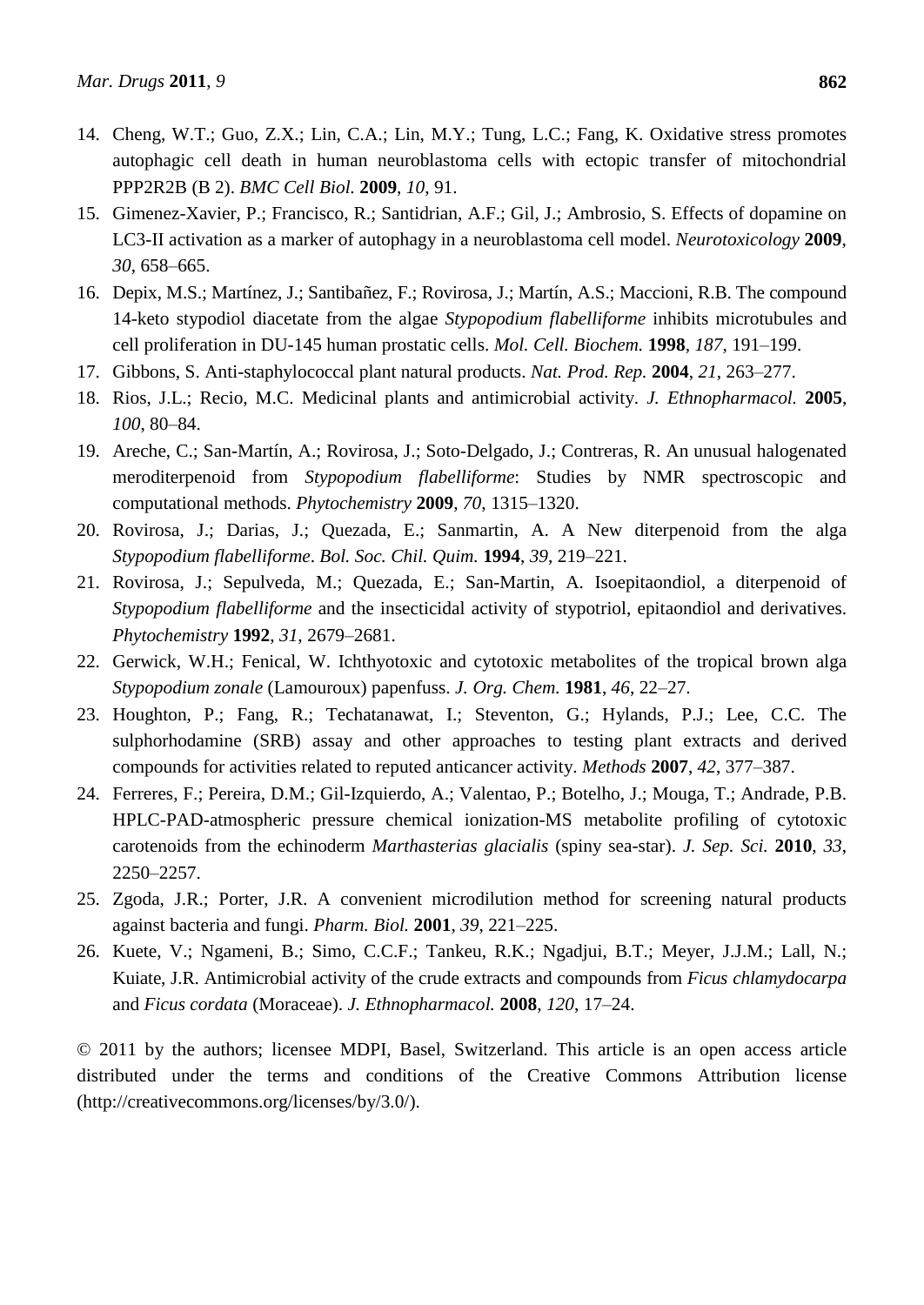14. Cheng, W.T.; Guo, Z.X.; Lin, C.A.; Lin, M.Y.; Tung, L.C.; Fang, K. Oxidative stress promotes autophagic cell death in human neuroblastoma cells with ectopic transfer of mitochondrial PPP2R2B (B 2). *BMC Cell Biol.* **2009**, *10*, 91.
15. Gimenez-Xavier, P.; Francisco, R.; Santidrian, A.F.; Gil, J.; Ambrosio, S. Effects of dopamine on LC3-II activation as a marker of autophagy in a neuroblastoma cell model. *Neurotoxicology* **2009**, *30*, 658–665.
16. Depix, M.S.; Martínez, J.; Santibañez, F.; Rovirosa, J.; Martín, A.S.; Maccioni, R.B. The compound 14-keto stypodiol diacetate from the algae *Stypopodium flabelliforme* inhibits microtubules and cell proliferation in DU-145 human prostatic cells. *Mol. Cell. Biochem.* **1998**, *187*, 191–199.
17. Gibbons, S. Anti-staphylococcal plant natural products. *Nat. Prod. Rep.* **2004**, *21*, 263–277.
18. Rios, J.L.; Recio, M.C. Medicinal plants and antimicrobial activity. *J. Ethnopharmacol.* **2005**, *100*, 80–84.
19. Areche, C.; San-Martín, A.; Rovirosa, J.; Soto-Delgado, J.; Contreras, R. An unusual halogenated meroditerpenoid from *Stypopodium flabelliforme*: Studies by NMR spectroscopic and computational methods. *Phytochemistry* **2009**, *70*, 1315–1320.
20. Rovirosa, J.; Darias, J.; Quezada, E.; Sanmartin, A. A New diterpenoid from the alga *Stypopodium flabelliforme*. *Bol. Soc. Chil. Quim.* **1994**, *39*, 219–221.
21. Rovirosa, J.; Sepulveda, M.; Quezada, E.; San-Martin, A. Isoepitaondiol, a diterpenoid of *Stypopodium flabelliforme* and the insecticidal activity of stypotriol, epitaondiol and derivatives. *Phytochemistry* **1992**, *31*, 2679–2681.
22. Gerwick, W.H.; Fenical, W. Ichthyotoxic and cytotoxic metabolites of the tropical brown alga *Stypopodium zonale* (Lamouroux) papenfuss. *J. Org. Chem.* **1981**, *46*, 22–27.
23. Houghton, P.; Fang, R.; Techatanawat, I.; Steventon, G.; Hylands, P.J.; Lee, C.C. The sulphorhodamine (SRB) assay and other approaches to testing plant extracts and derived compounds for activities related to reputed anticancer activity. *Methods* **2007**, *42*, 377–387.
24. Ferreres, F.; Pereira, D.M.; Gil-Izquierdo, A.; Valentao, P.; Botelho, J.; Mouga, T.; Andrade, P.B. HPLC-PAD-atmospheric pressure chemical ionization-MS metabolite profiling of cytotoxic carotenoids from the echinoderm *Marthasterias glacialis* (spiny sea-star). *J. Sep. Sci.* **2010**, *33*, 2250–2257.
25. Zgoda, J.R.; Porter, J.R. A convenient microdilution method for screening natural products against bacteria and fungi. *Pharm. Biol.* **2001**, *39*, 221–225.
26. Kuete, V.; Ngameni, B.; Simo, C.C.F.; Tankeu, R.K.; Ngadjui, B.T.; Meyer, J.J.M.; Lall, N.; Kuiate, J.R. Antimicrobial activity of the crude extracts and compounds from *Ficus chlamydocarpa* and *Ficus cordata* (Moraceae). *J. Ethnopharmacol.* **2008**, *120*, 17–24.

© 2011 by the authors; licensee MDPI, Basel, Switzerland. This article is an open access article distributed under the terms and conditions of the Creative Commons Attribution license (http://creativecommons.org/licenses/by/3.0/).